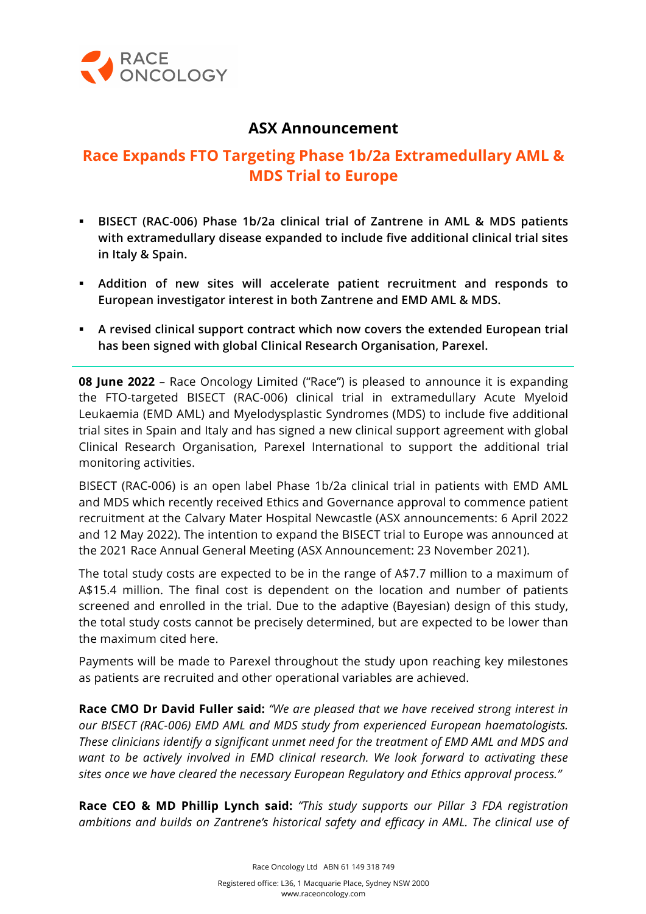# ASX Announcement

## Race Expands FTO Targeting Phase 1b/2a Extramedullary AML & MDS Trial to Europe

- **BISECT (RAC-006) Phase 1b/2a clinical trial of Zantrene in AML & MDS patients with extramedullary disease expanded to include five additional clinical trial sites in Italy & Spain.**
- **Addition of new sites will accelerate patient recruitment and responds to European investigator interest in both Zantrene and EMD AML & MDS.**
- **A revised clinical support contract which now covers the extended European trial has been signed with global Clinical Research Organisation, Parexel.**

---

**08 June 2022** – Race Oncology Limited ("Race") is pleased to announce it is expanding the FTO-targeted BISECT (RAC-006) clinical trial in extramedullary Acute Myeloid Leukaemia (EMD AML) and Myelodysplastic Syndromes (MDS) to include five additional trial sites in Spain and Italy and has signed a new clinical support agreement with global Clinical Research Organisation, Parexel International to support the additional trial monitoring activities.

BISECT (RAC-006) is an open label Phase 1b/2a clinical trial in patients with EMD AML and MDS which recently received Ethics and Governance approval to commence patient recruitment at the Calvary Mater Hospital Newcastle (ASX announcements: 6 April 2022 and 12 May 2022). The intention to expand the BISECT trial to Europe was announced at the 2021 Race Annual General Meeting (ASX Announcement: 23 November 2021).

The total study costs are expected to be in the range of A$7.7 million to a maximum of A$15.4 million. The final cost is dependent on the location and number of patients screened and enrolled in the trial. Due to the adaptive (Bayesian) design of this study, the total study costs cannot be precisely determined, but are expected to be lower than the maximum cited here.

Payments will be made to Parexel throughout the study upon reaching key milestones as patients are recruited and other operational variables are achieved.

**Race CMO Dr David Fuller said:** *"We are pleased that we have received strong interest in our BISECT (RAC-006) EMD AML and MDS study from experienced European haematologists. These clinicians identify a significant unmet need for the treatment of EMD AML and MDS and want to be actively involved in EMD clinical research. We look forward to activating these sites once we have cleared the necessary European Regulatory and Ethics approval process."*

**Race CEO & MD Phillip Lynch said:** *"This study supports our Pillar 3 FDA registration ambitions and builds on Zantrene's historical safety and efficacy in AML. The clinical use of*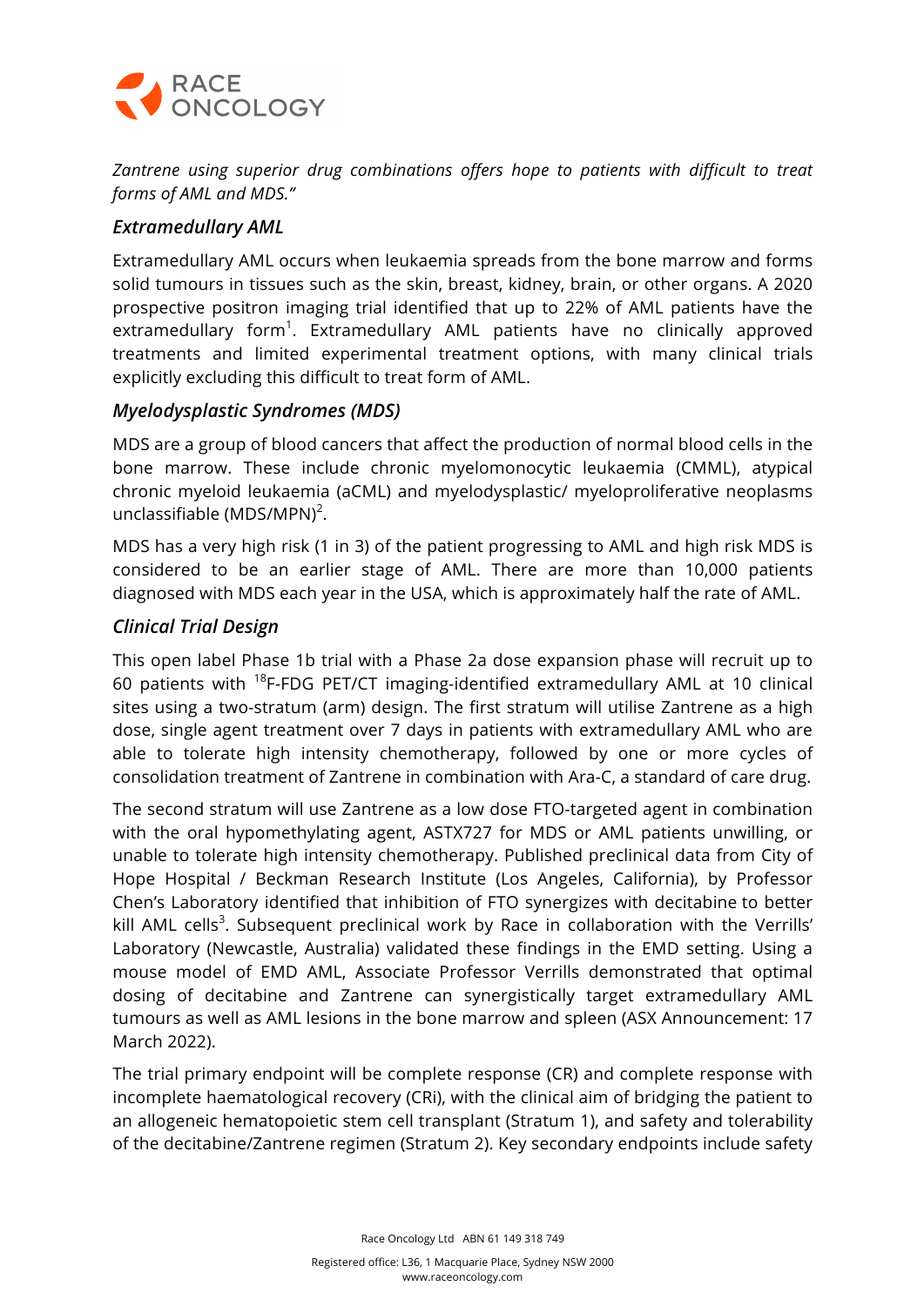*Zantrene using superior drug combinations offers hope to patients with difficult to treat forms of AML and MDS."*

### *Extramedullary AML*

Extramedullary AML occurs when leukaemia spreads from the bone marrow and forms solid tumours in tissues such as the skin, breast, kidney, brain, or other organs. A 2020 prospective positron imaging trial identified that up to 22% of AML patients have the extramedullary form[1]. Extramedullary AML patients have no clinically approved treatments and limited experimental treatment options, with many clinical trials explicitly excluding this difficult to treat form of AML.

### *Myelodysplastic Syndromes (MDS)*

MDS are a group of blood cancers that affect the production of normal blood cells in the bone marrow. These include chronic myelomonocytic leukaemia (CMML), atypical chronic myeloid leukaemia (aCML) and myelodysplastic/ myeloproliferative neoplasms unclassifiable (MDS/MPN)[2].

MDS has a very high risk (1 in 3) of the patient progressing to AML and high risk MDS is considered to be an earlier stage of AML. There are more than 10,000 patients diagnosed with MDS each year in the USA, which is approximately half the rate of AML.

### *Clinical Trial Design*

This open label Phase 1b trial with a Phase 2a dose expansion phase will recruit up to 60 patients with $^{18}$F-FDG PET/CT imaging-identified extramedullary AML at 10 clinical sites using a two-stratum (arm) design. The first stratum will utilise Zantrene as a high dose, single agent treatment over 7 days in patients with extramedullary AML who are able to tolerate high intensity chemotherapy, followed by one or more cycles of consolidation treatment of Zantrene in combination with Ara-C, a standard of care drug.

The second stratum will use Zantrene as a low dose FTO-targeted agent in combination with the oral hypomethylating agent, ASTX727 for MDS or AML patients unwilling, or unable to tolerate high intensity chemotherapy. Published preclinical data from City of Hope Hospital / Beckman Research Institute (Los Angeles, California), by Professor Chen's Laboratory identified that inhibition of FTO synergizes with decitabine to better kill AML cells[3]. Subsequent preclinical work by Race in collaboration with the Verrills' Laboratory (Newcastle, Australia) validated these findings in the EMD setting. Using a mouse model of EMD AML, Associate Professor Verrills demonstrated that optimal dosing of decitabine and Zantrene can synergistically target extramedullary AML tumours as well as AML lesions in the bone marrow and spleen (ASX Announcement: 17 March 2022).

The trial primary endpoint will be complete response (CR) and complete response with incomplete haematological recovery (CRi), with the clinical aim of bridging the patient to an allogeneic hematopoietic stem cell transplant (Stratum 1), and safety and tolerability of the decitabine/Zantrene regimen (Stratum 2). Key secondary endpoints include safety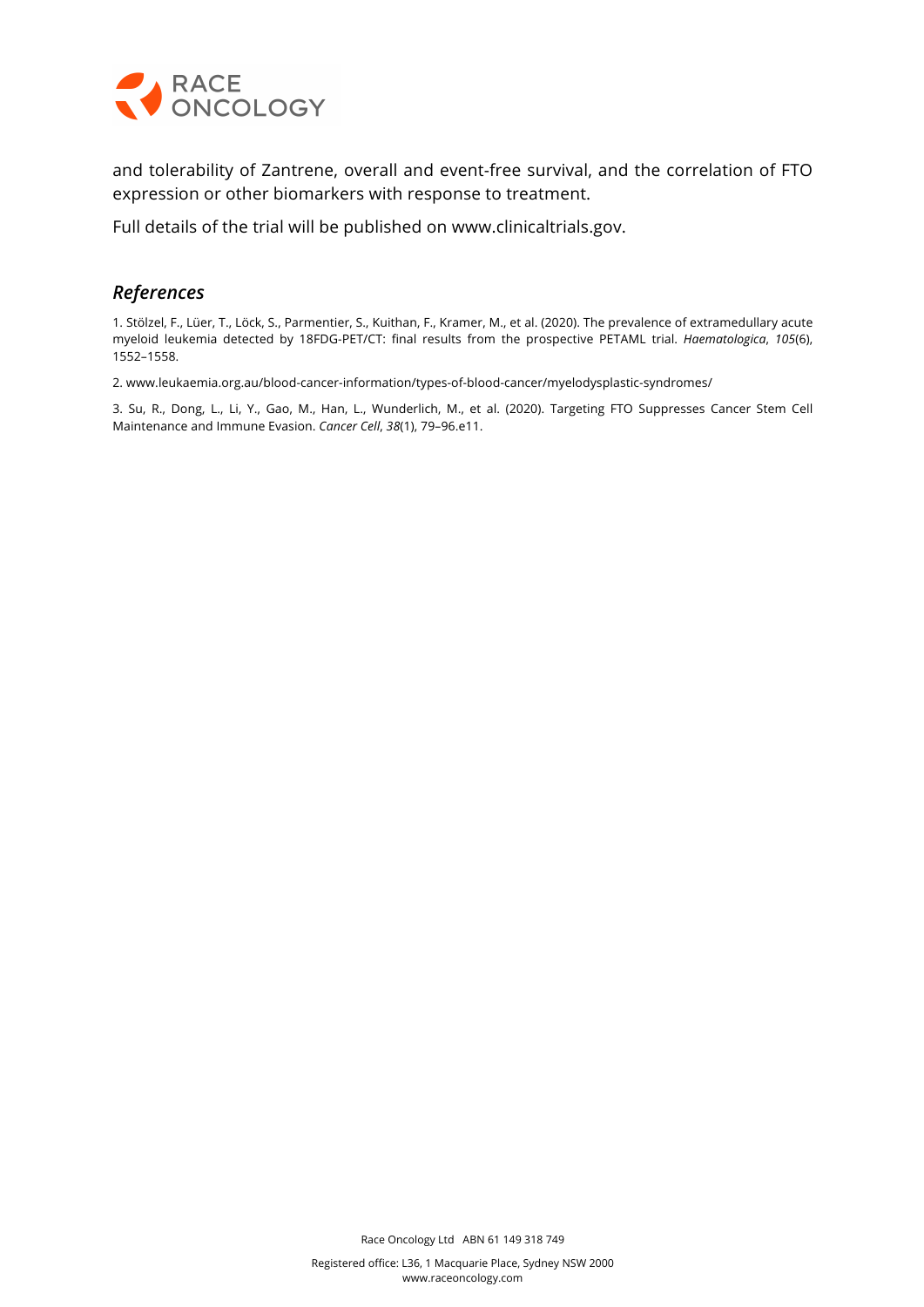and tolerability of Zantrene, overall and event-free survival, and the correlation of FTO expression or other biomarkers with response to treatment.

Full details of the trial will be published on www.clinicaltrials.gov.

## *References*

1. Stölzel, F., Lüer, T., Löck, S., Parmentier, S., Kuithan, F., Kramer, M., et al. (2020). The prevalence of extramedullary acute myeloid leukemia detected by 18FDG-PET/CT: final results from the prospective PETAML trial. *Haematologica*, *105*(6), 1552–1558.

2. www.leukaemia.org.au/blood-cancer-information/types-of-blood-cancer/myelodysplastic-syndromes/

3. Su, R., Dong, L., Li, Y., Gao, M., Han, L., Wunderlich, M., et al. (2020). Targeting FTO Suppresses Cancer Stem Cell Maintenance and Immune Evasion. *Cancer Cell*, *38*(1), 79–96.e11.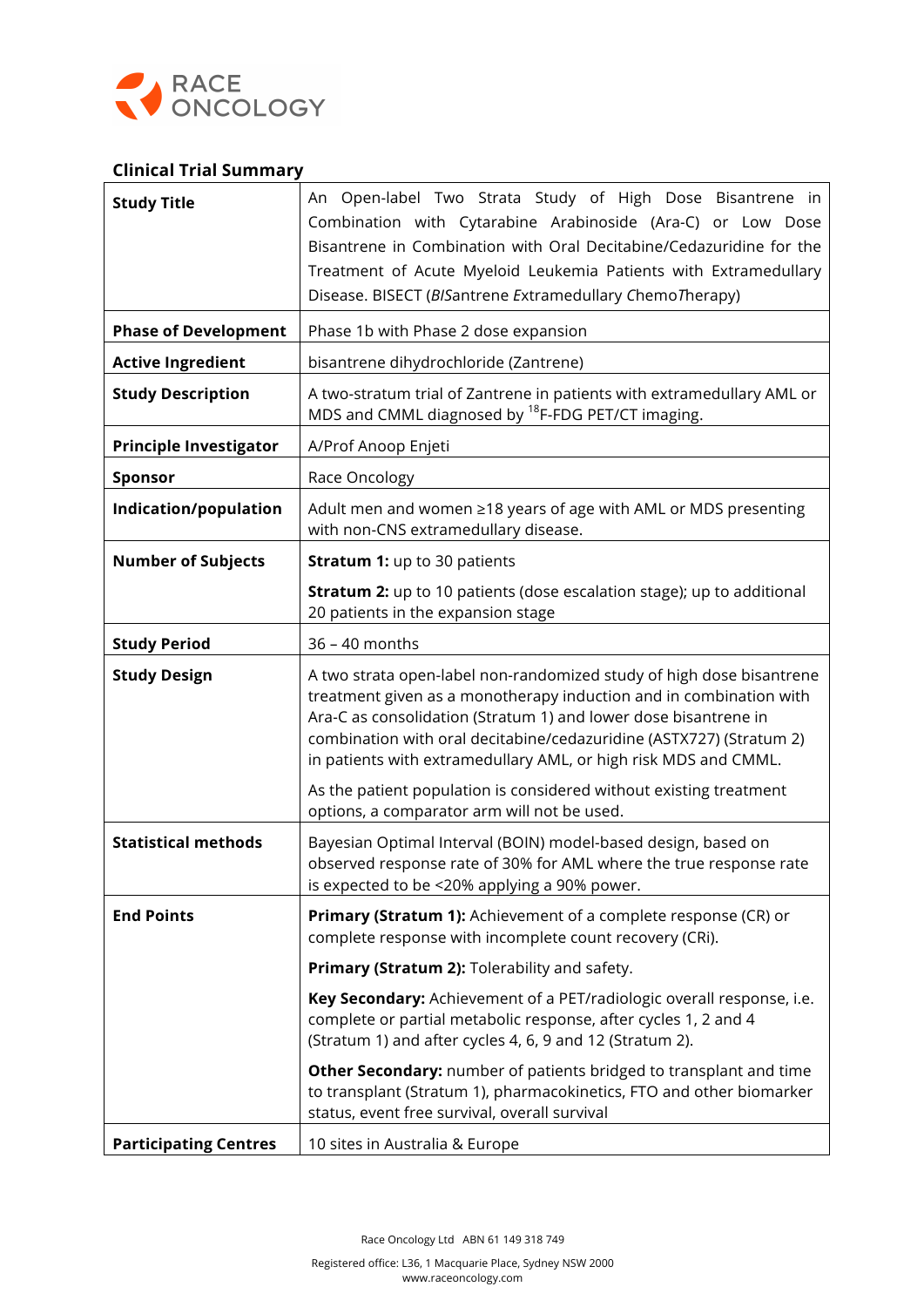## Clinical Trial Summary

| | |
|---|---|
| **Study Title** | An Open-label Two Strata Study of High Dose Bisantrene in Combination with Cytarabine Arabinoside (Ara-C) or Low Dose Bisantrene in Combination with Oral Decitabine/Cedazuridine for the Treatment of Acute Myeloid Leukemia Patients with Extramedullary Disease. BISECT (*BIS*antrene *E*xtramedullary *C*hemo*T*herapy) |
| **Phase of Development** | Phase 1b with Phase 2 dose expansion |
| **Active Ingredient** | bisantrene dihydrochloride (Zantrene) |
| **Study Description** | A two-stratum trial of Zantrene in patients with extramedullary AML or MDS and CMML diagnosed by $^{18}$F-FDG PET/CT imaging. |
| **Principle Investigator** | A/Prof Anoop Enjeti |
| **Sponsor** | Race Oncology |
| **Indication/population** | Adult men and women ≥18 years of age with AML or MDS presenting with non-CNS extramedullary disease. |
| **Number of Subjects** | **Stratum 1:** up to 30 patients<br><br>**Stratum 2:** up to 10 patients (dose escalation stage); up to additional 20 patients in the expansion stage |
| **Study Period** | 36 – 40 months |
| **Study Design** | A two strata open-label non-randomized study of high dose bisantrene treatment given as a monotherapy induction and in combination with Ara-C as consolidation (Stratum 1) and lower dose bisantrene in combination with oral decitabine/cedazuridine (ASTX727) (Stratum 2) in patients with extramedullary AML, or high risk MDS and CMML.<br><br>As the patient population is considered without existing treatment options, a comparator arm will not be used. |
| **Statistical methods** | Bayesian Optimal Interval (BOIN) model-based design, based on observed response rate of 30% for AML where the true response rate is expected to be <20% applying a 90% power. |
| **End Points** | **Primary (Stratum 1):** Achievement of a complete response (CR) or complete response with incomplete count recovery (CRi).<br><br>**Primary (Stratum 2):** Tolerability and safety.<br><br>**Key Secondary:** Achievement of a PET/radiologic overall response, i.e. complete or partial metabolic response, after cycles 1, 2 and 4 (Stratum 1) and after cycles 4, 6, 9 and 12 (Stratum 2).<br><br>**Other Secondary:** number of patients bridged to transplant and time to transplant (Stratum 1), pharmacokinetics, FTO and other biomarker status, event free survival, overall survival |
| **Participating Centres** | 10 sites in Australia & Europe |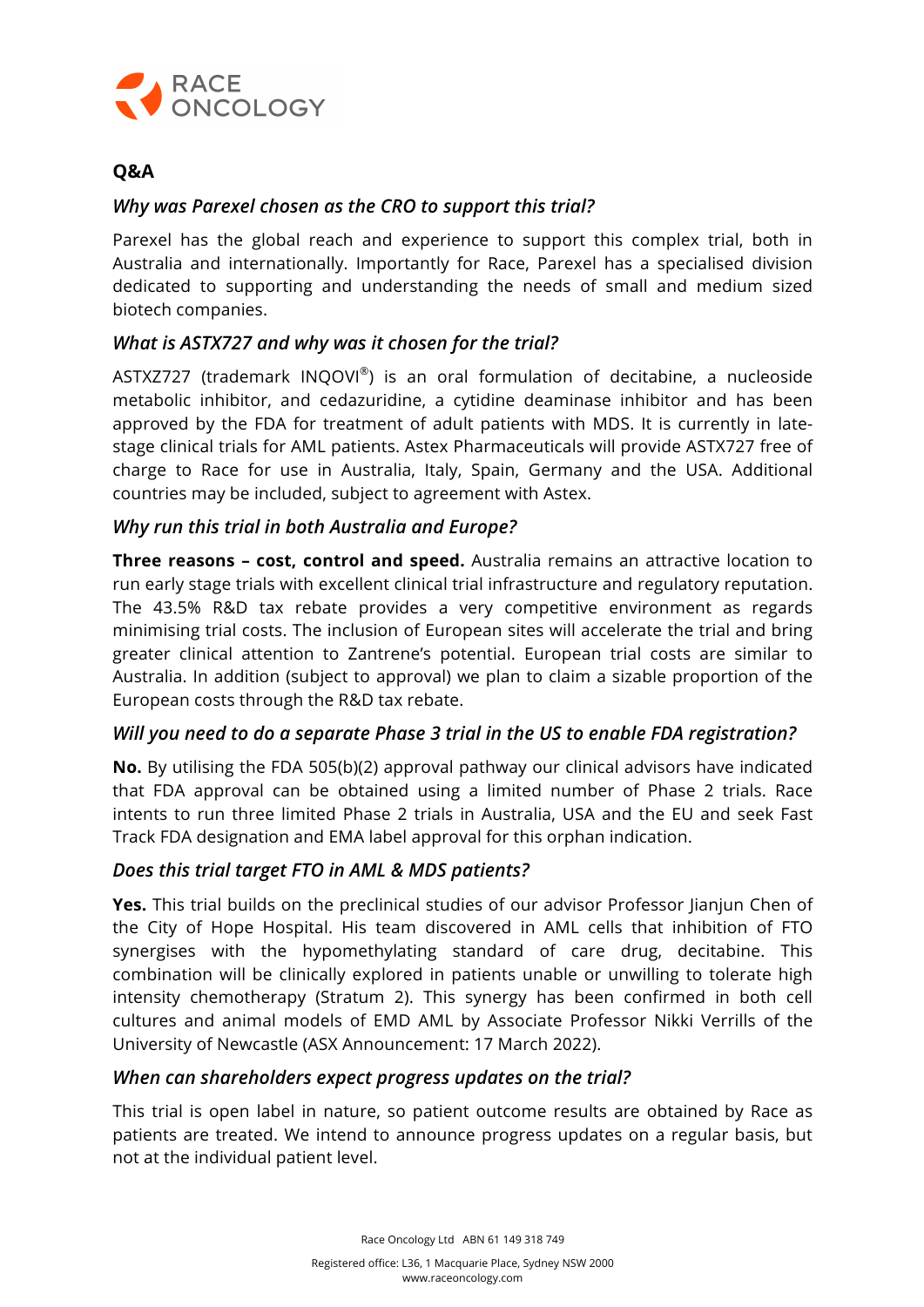## Q&A

### *Why was Parexel chosen as the CRO to support this trial?*

Parexel has the global reach and experience to support this complex trial, both in Australia and internationally. Importantly for Race, Parexel has a specialised division dedicated to supporting and understanding the needs of small and medium sized biotech companies.

### *What is ASTX727 and why was it chosen for the trial?*

ASTXZ727 (trademark INQOVI®) is an oral formulation of decitabine, a nucleoside metabolic inhibitor, and cedazuridine, a cytidine deaminase inhibitor and has been approved by the FDA for treatment of adult patients with MDS. It is currently in late-stage clinical trials for AML patients. Astex Pharmaceuticals will provide ASTX727 free of charge to Race for use in Australia, Italy, Spain, Germany and the USA. Additional countries may be included, subject to agreement with Astex.

### *Why run this trial in both Australia and Europe?*

**Three reasons – cost, control and speed.** Australia remains an attractive location to run early stage trials with excellent clinical trial infrastructure and regulatory reputation. The 43.5% R&D tax rebate provides a very competitive environment as regards minimising trial costs. The inclusion of European sites will accelerate the trial and bring greater clinical attention to Zantrene's potential. European trial costs are similar to Australia. In addition (subject to approval) we plan to claim a sizable proportion of the European costs through the R&D tax rebate.

### *Will you need to do a separate Phase 3 trial in the US to enable FDA registration?*

**No.** By utilising the FDA 505(b)(2) approval pathway our clinical advisors have indicated that FDA approval can be obtained using a limited number of Phase 2 trials. Race intents to run three limited Phase 2 trials in Australia, USA and the EU and seek Fast Track FDA designation and EMA label approval for this orphan indication.

### *Does this trial target FTO in AML & MDS patients?*

**Yes.** This trial builds on the preclinical studies of our advisor Professor Jianjun Chen of the City of Hope Hospital. His team discovered in AML cells that inhibition of FTO synergises with the hypomethylating standard of care drug, decitabine. This combination will be clinically explored in patients unable or unwilling to tolerate high intensity chemotherapy (Stratum 2). This synergy has been confirmed in both cell cultures and animal models of EMD AML by Associate Professor Nikki Verrills of the University of Newcastle (ASX Announcement: 17 March 2022).

### *When can shareholders expect progress updates on the trial?*

This trial is open label in nature, so patient outcome results are obtained by Race as patients are treated. We intend to announce progress updates on a regular basis, but not at the individual patient level.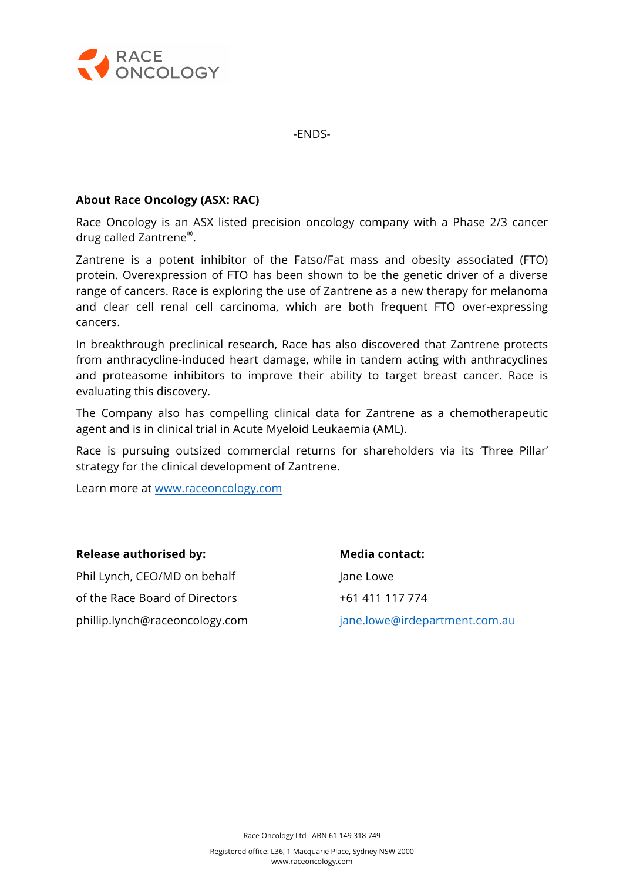-ENDS-

**About Race Oncology (ASX: RAC)**

Race Oncology is an ASX listed precision oncology company with a Phase 2/3 cancer drug called Zantrene®.

Zantrene is a potent inhibitor of the Fatso/Fat mass and obesity associated (FTO) protein. Overexpression of FTO has been shown to be the genetic driver of a diverse range of cancers. Race is exploring the use of Zantrene as a new therapy for melanoma and clear cell renal cell carcinoma, which are both frequent FTO over-expressing cancers.

In breakthrough preclinical research, Race has also discovered that Zantrene protects from anthracycline-induced heart damage, while in tandem acting with anthracyclines and proteasome inhibitors to improve their ability to target breast cancer. Race is evaluating this discovery.

The Company also has compelling clinical data for Zantrene as a chemotherapeutic agent and is in clinical trial in Acute Myeloid Leukaemia (AML).

Race is pursuing outsized commercial returns for shareholders via its 'Three Pillar' strategy for the clinical development of Zantrene.

Learn more at www.raceoncology.com

**Release authorised by:**

Phil Lynch, CEO/MD on behalf of the Race Board of Directors

phillip.lynch@raceoncology.com

**Media contact:**

Jane Lowe

+61 411 117 774

jane.lowe@irdepartment.com.au

Race Oncology Ltd ABN 61 149 318 749

Registered office: L36, 1 Macquarie Place, Sydney NSW 2000

www.raceoncology.com